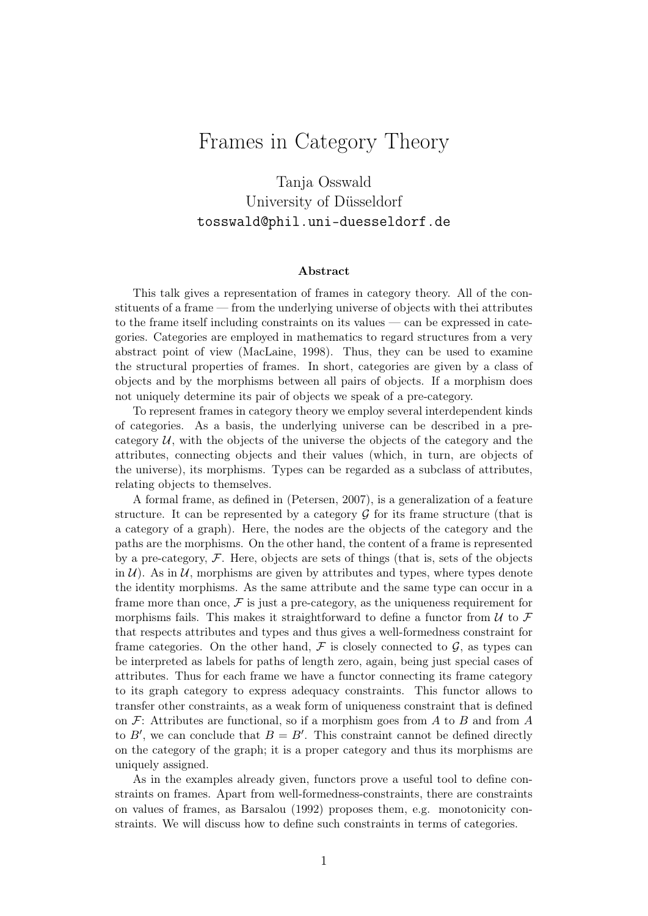# Frames in Category Theory

Tanja Osswald
University of Düsseldorf
tosswald@phil.uni-duesseldorf.de

### Abstract

This talk gives a representation of frames in category theory. All of the constituents of a frame — from the underlying universe of objects with thei attributes to the frame itself including constraints on its values — can be expressed in categories. Categories are employed in mathematics to regard structures from a very abstract point of view (MacLaine, 1998). Thus, they can be used to examine the structural properties of frames. In short, categories are given by a class of objects and by the morphisms between all pairs of objects. If a morphism does not uniquely determine its pair of objects we speak of a pre-category.

To represent frames in category theory we employ several interdependent kinds of categories. As a basis, the underlying universe can be described in a pre-category $\mathcal{U}$, with the objects of the universe the objects of the category and the attributes, connecting objects and their values (which, in turn, are objects of the universe), its morphisms. Types can be regarded as a subclass of attributes, relating objects to themselves.

A formal frame, as defined in (Petersen, 2007), is a generalization of a feature structure. It can be represented by a category $\mathcal{G}$ for its frame structure (that is a category of a graph). Here, the nodes are the objects of the category and the paths are the morphisms. On the other hand, the content of a frame is represented by a pre-category, $\mathcal{F}$. Here, objects are sets of things (that is, sets of the objects in $\mathcal{U}$). As in $\mathcal{U}$, morphisms are given by attributes and types, where types denote the identity morphisms. As the same attribute and the same type can occur in a frame more than once, $\mathcal{F}$ is just a pre-category, as the uniqueness requirement for morphisms fails. This makes it straightforward to define a functor from $\mathcal{U}$ to $\mathcal{F}$ that respects attributes and types and thus gives a well-formedness constraint for frame categories. On the other hand, $\mathcal{F}$ is closely connected to $\mathcal{G}$, as types can be interpreted as labels for paths of length zero, again, being just special cases of attributes. Thus for each frame we have a functor connecting its frame category to its graph category to express adequacy constraints. This functor allows to transfer other constraints, as a weak form of uniqueness constraint that is defined on $\mathcal{F}$: Attributes are functional, so if a morphism goes from $A$ to $B$ and from $A$ to $B'$, we can conclude that $B = B'$. This constraint cannot be defined directly on the category of the graph; it is a proper category and thus its morphisms are uniquely assigned.

As in the examples already given, functors prove a useful tool to define constraints on frames. Apart from well-formedness-constraints, there are constraints on values of frames, as Barsalou (1992) proposes them, e.g. monotonicity constraints. We will discuss how to define such constraints in terms of categories.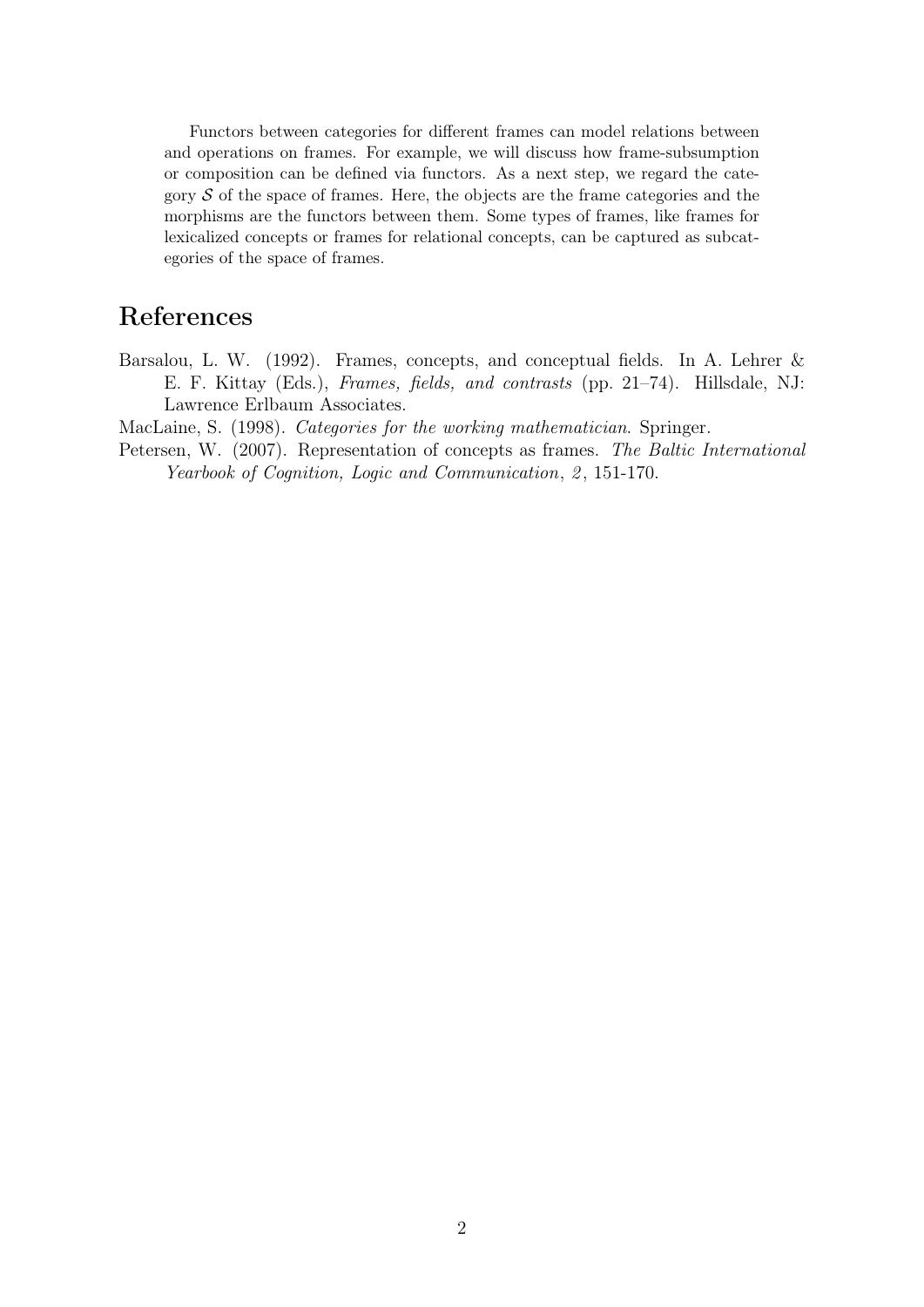Functors between categories for different frames can model relations between and operations on frames. For example, we will discuss how frame-subsumption or composition can be defined via functors. As a next step, we regard the category $\mathcal{S}$ of the space of frames. Here, the objects are the frame categories and the morphisms are the functors between them. Some types of frames, like frames for lexicalized concepts or frames for relational concepts, can be captured as subcategories of the space of frames.

## References

Barsalou, L. W. (1992). Frames, concepts, and conceptual fields. In A. Lehrer & E. F. Kittay (Eds.), *Frames, fields, and contrasts* (pp. 21–74). Hillsdale, NJ: Lawrence Erlbaum Associates.

MacLaine, S. (1998). *Categories for the working mathematician*. Springer.

Petersen, W. (2007). Representation of concepts as frames. *The Baltic International Yearbook of Cognition, Logic and Communication*, *2*, 151-170.